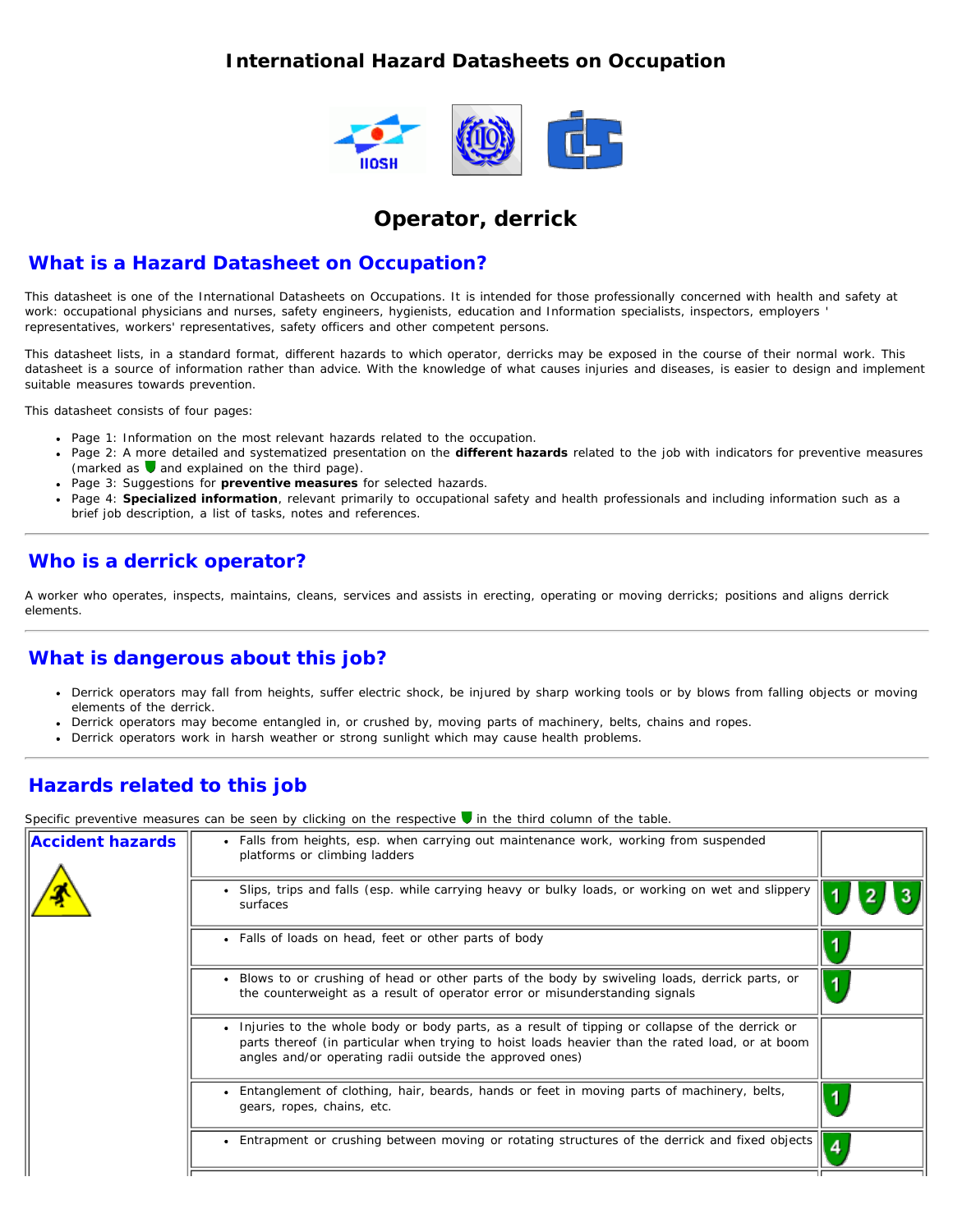# International Hazard Datasheets on Occupation

# Operator, derrick

## What is a Hazard Datasheet on Occupation?

This datasheet is one of the International Datasheets on Occupations. It is intended for those professionally concerned with health and safety at work: occupational physicians and nurses, safety engineers, hygienists, education and Information specialists, inspectors, employers ' representatives, workers' representatives, safety officers and other competent persons.

This datasheet lists, in a standard format, different hazards to which operator, derricks may be exposed in the course of their normal work. This datasheet is a source of information rather than advice. With the knowledge of what causes injuries and diseases, is easier to design and implement suitable measures towards prevention.

This datasheet consists of four pages:

- Page 1: Information on the most relevant hazards related to the occupation.
- Page 2: A more detailed and systematized presentation on the **different hazards** related to the job with indicators for preventive measures (marked as and explained on the third page).
- Page 3: Suggestions for **preventive measures** for selected hazards.
- Page 4: **Specialized information**, relevant primarily to occupational safety and health professionals and including information such as a brief job description, a list of tasks, notes and references.

## Who is a derrick operator?

A worker who operates, inspects, maintains, cleans, services and assists in erecting, operating or moving derricks; positions and aligns derrick elements.

## What is dangerous about this job?

- Derrick operators may fall from heights, suffer electric shock, be injured by sharp working tools or by blows from falling objects or moving elements of the derrick.
- Derrick operators may become entangled in, or crushed by, moving parts of machinery, belts, chains and ropes.
- Derrick operators work in harsh weather or strong sunlight which may cause health problems.

## Hazards related to this job

Specific preventive measures can be seen by clicking on the respective in the third column of the table.

| Accident hazards | | |
|---|---|---|
| | • Falls from heights, esp. when carrying out maintenance work, working from suspended platforms or climbing ladders | |
| | • Slips, trips and falls (esp. while carrying heavy or bulky loads, or working on wet and slippery surfaces | 1 2 3 |
| | • Falls of loads on head, feet or other parts of body | 1 |
| | • Blows to or crushing of head or other parts of the body by swiveling loads, derrick parts, or the counterweight as a result of operator error or misunderstanding signals | 1 |
| | • Injuries to the whole body or body parts, as a result of tipping or collapse of the derrick or parts thereof (in particular when trying to hoist loads heavier than the rated load, or at boom angles and/or operating radii outside the approved ones) | |
| | • Entanglement of clothing, hair, beards, hands or feet in moving parts of machinery, belts, gears, ropes, chains, etc. | 1 |
| | • Entrapment or crushing between moving or rotating structures of the derrick and fixed objects | 4 |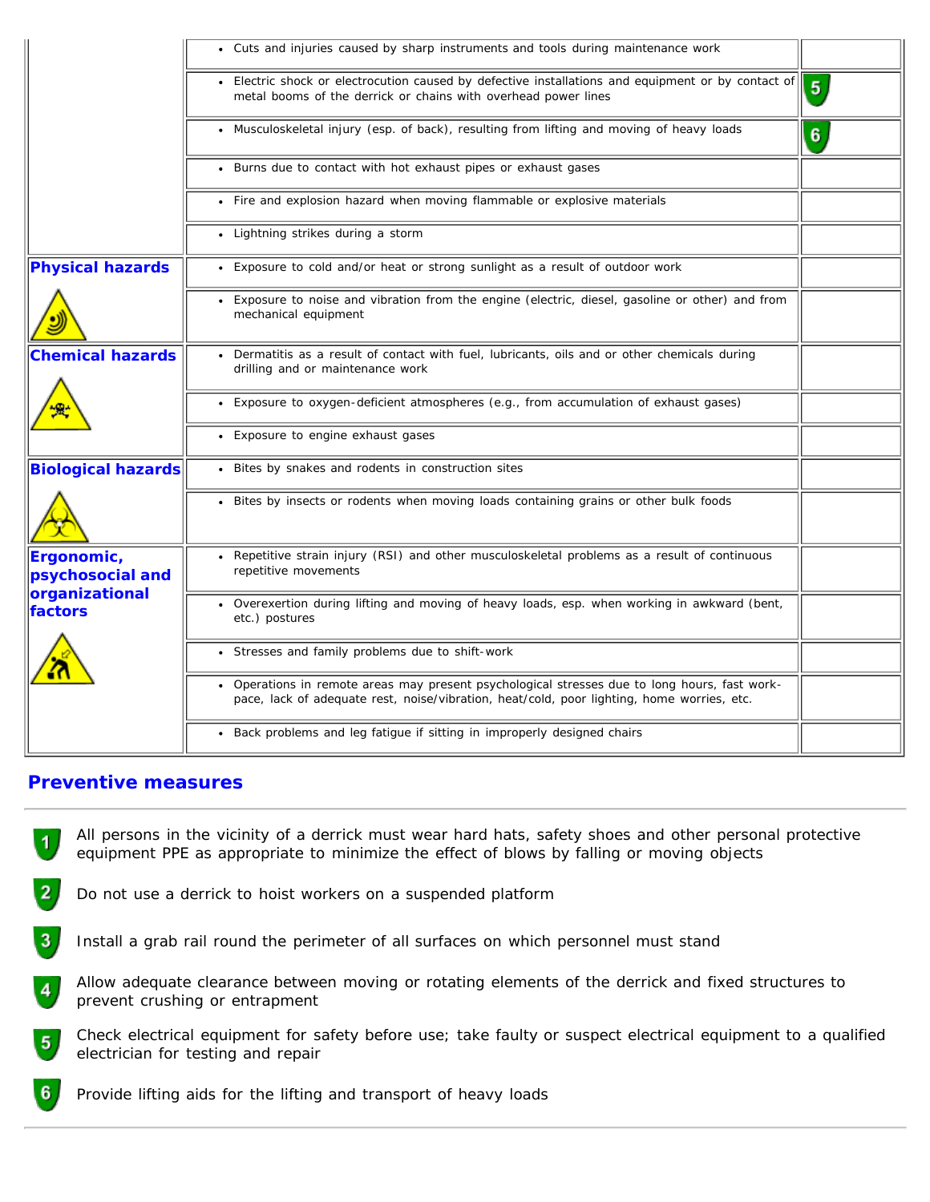| | | |
|---|---|---|
| | • Cuts and injuries caused by sharp instruments and tools during maintenance work | |
| | • Electric shock or electrocution caused by defective installations and equipment or by contact of metal booms of the derrick or chains with overhead power lines | 5 |
| | • Musculoskeletal injury (esp. of back), resulting from lifting and moving of heavy loads | 6 |
| | • Burns due to contact with hot exhaust pipes or exhaust gases | |
| | • Fire and explosion hazard when moving flammable or explosive materials | |
| | • Lightning strikes during a storm | |
| **Physical hazards** | • Exposure to cold and/or heat or strong sunlight as a result of outdoor work | |
| | • Exposure to noise and vibration from the engine (electric, diesel, gasoline or other) and from mechanical equipment | |
| **Chemical hazards** | • Dermatitis as a result of contact with fuel, lubricants, oils and or other chemicals during drilling and or maintenance work | |
| | • Exposure to oxygen-deficient atmospheres (e.g., from accumulation of exhaust gases) | |
| | • Exposure to engine exhaust gases | |
| **Biological hazards** | • Bites by snakes and rodents in construction sites | |
| | • Bites by insects or rodents when moving loads containing grains or other bulk foods | |
| **Ergonomic, psychosocial and organizational factors** | • Repetitive strain injury (RSI) and other musculoskeletal problems as a result of continuous repetitive movements | |
| | • Overexertion during lifting and moving of heavy loads, esp. when working in awkward (bent, etc.) postures | |
| | • Stresses and family problems due to shift-work | |
| | • Operations in remote areas may present psychological stresses due to long hours, fast work-pace, lack of adequate rest, noise/vibration, heat/cold, poor lighting, home worries, etc. | |
| | • Back problems and leg fatigue if sitting in improperly designed chairs | |

## Preventive measures

1. All persons in the vicinity of a derrick must wear hard hats, safety shoes and other personal protective equipment PPE as appropriate to minimize the effect of blows by falling or moving objects
2. Do not use a derrick to hoist workers on a suspended platform
3. Install a grab rail round the perimeter of all surfaces on which personnel must stand
4. Allow adequate clearance between moving or rotating elements of the derrick and fixed structures to prevent crushing or entrapment
5. Check electrical equipment for safety before use; take faulty or suspect electrical equipment to a qualified electrician for testing and repair
6. Provide lifting aids for the lifting and transport of heavy loads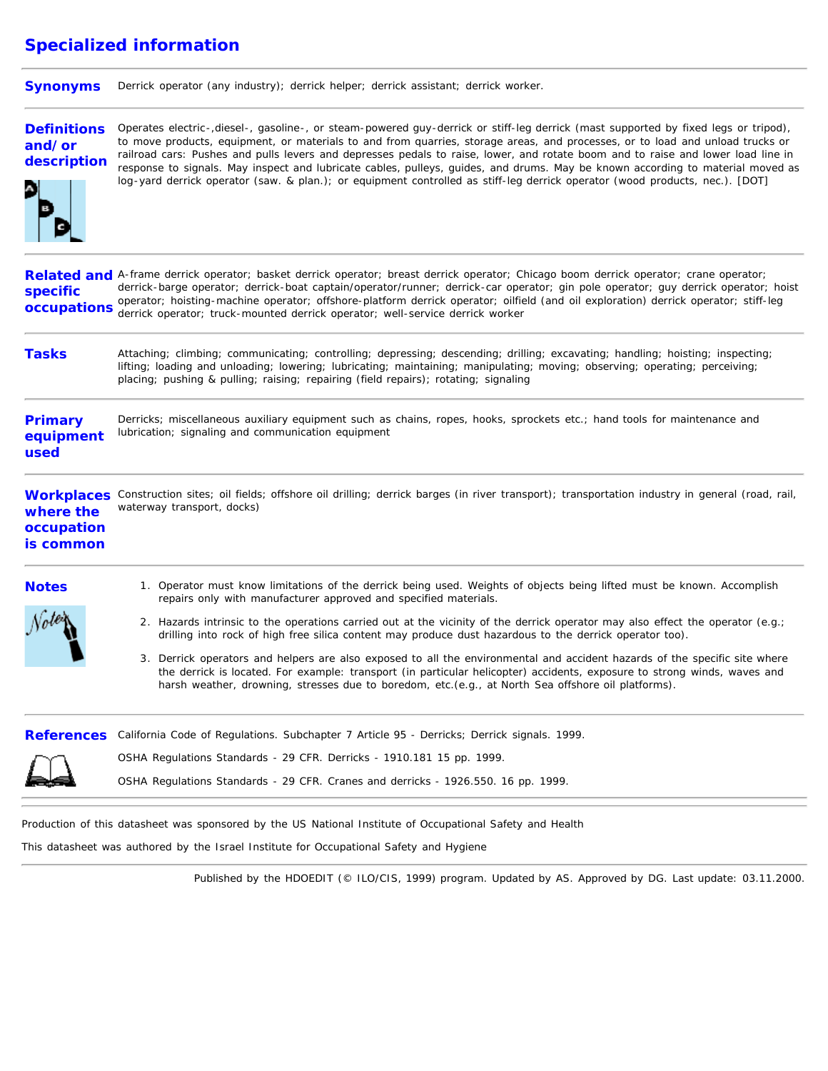## Specialized information

### Synonyms

Derrick operator (any industry); derrick helper; derrick assistant; derrick worker.

### Definitions and/or description

Operates electric-,diesel-, gasoline-, or steam-powered guy-derrick or stiff-leg derrick (mast supported by fixed legs or tripod), to move products, equipment, or materials to and from quarries, storage areas, and processes, or to load and unload trucks or railroad cars: Pushes and pulls levers and depresses pedals to raise, lower, and rotate boom and to raise and lower load line in response to signals. May inspect and lubricate cables, pulleys, guides, and drums. May be known according to material moved as log-yard derrick operator (saw. & plan.); or equipment controlled as stiff-leg derrick operator (wood products, nec.). [DOT]

### Related and specific occupations

A-frame derrick operator; basket derrick operator; breast derrick operator; Chicago boom derrick operator; crane operator; derrick-barge captain/operator/runner; derrick-car operator; gin pole operator; guy derrick operator; hoist operator; hoisting-machine operator; offshore-platform derrick operator; oilfield (and oil exploration) derrick operator; stiff-leg derrick operator; truck-mounted derrick operator; well-service derrick worker

### Tasks

Attaching; climbing; communicating; controlling; depressing; descending; drilling; excavating; handling; hoisting; inspecting; lifting; loading and unloading; lowering; lubricating; maintaining; manipulating; moving; observing; operating; perceiving; placing; pushing & pulling; raising; repairing (field repairs); rotating; signaling

### Primary equipment used

Derricks; miscellaneous auxiliary equipment such as chains, ropes, hooks, sprockets etc.; hand tools for maintenance and lubrication; signaling and communication equipment

### Workplaces where the occupation is common

Construction sites; oil fields; offshore oil drilling; derrick barges (in river transport); transportation industry in general (road, rail, waterway transport, docks)

### Notes

1. Operator must know limitations of the derrick being used. Weights of objects being lifted must be known. Accomplish repairs only with manufacturer approved and specified materials.
2. Hazards intrinsic to the operations carried out at the vicinity of the derrick operator may also effect the operator (e.g.; drilling into rock of high free silica content may produce dust hazardous to the derrick operator too).
3. Derrick operators and helpers are also exposed to all the environmental and accident hazards of the specific site where the derrick is located. For example: transport (in particular helicopter) accidents, exposure to strong winds, waves and harsh weather, drowning, stresses due to boredom, etc.(e.g., at North Sea offshore oil platforms).

### References

California Code of Regulations. Subchapter 7 Article 95 - Derricks; Derrick signals. 1999.

OSHA Regulations Standards - 29 CFR. Derricks - 1910.181 15 pp. 1999.

OSHA Regulations Standards - 29 CFR. Cranes and derricks - 1926.550. 16 pp. 1999.

---

Production of this datasheet was sponsored by the US National Institute of Occupational Safety and Health

This datasheet was authored by the Israel Institute for Occupational Safety and Hygiene

Published by the HDOEDIT (© ILO/CIS, 1999) program. Updated by AS. Approved by DG. Last update: 03.11.2000.